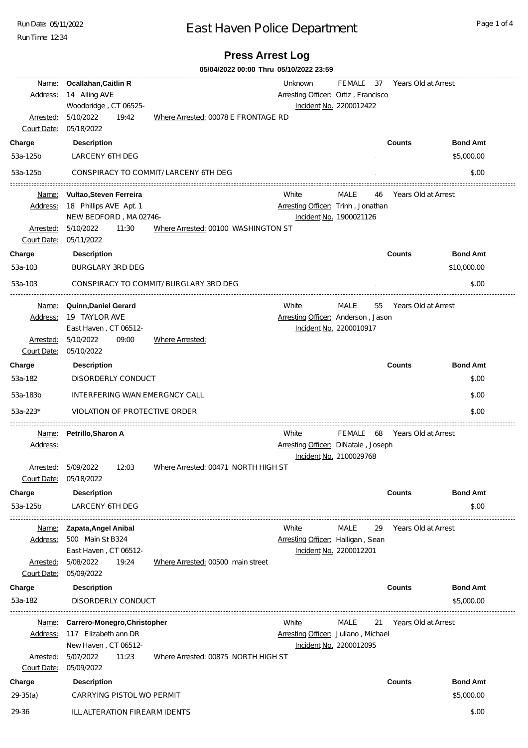# East Haven Police Department

Run Date: 05/11/2022
Run Time: 12:34

## Press Arrest Log

**05/04/2022 00:00 Thru 05/10/2022 23:59**

---

**Name:** **Ocallahan,Caitlin R** — Unknown — FEMALE — 37 Years Old at Arrest
**Address:** 14 Alling AVE, Woodbridge , CT 06525-
**Arresting Officer:** Ortiz , Francisco
**Incident No.** 2200012422
**Arrested:** 5/10/2022 19:42 — **Where Arrested:** 00078 E FRONTAGE RD
**Court Date:** 05/18/2022

| Charge | Description | Counts | Bond Amt |
|---|---|---|---|
| 53a-125b | LARCENY 6TH DEG | . | $5,000.00 |
| 53a-125b | CONSPIRACY TO COMMIT/ LARCENY 6TH DEG | . | $.00 |

---

**Name:** **Vultao,Steven Ferreira** — White — MALE — 46 Years Old at Arrest
**Address:** 18 Phillips AVE Apt. 1, NEW BEDFORD , MA 02746-
**Arresting Officer:** Trinh , Jonathan
**Incident No.** 1900021126
**Arrested:** 5/10/2022 11:30 — **Where Arrested:** 00100 WASHINGTON ST
**Court Date:** 05/11/2022

| Charge | Description | Counts | Bond Amt |
|---|---|---|---|
| 53a-103 | BURGLARY 3RD DEG | | $10,000.00 |
| 53a-103 | CONSPIRACY TO COMMIT/ BURGLARY 3RD DEG | . | $.00 |

---

**Name:** **Quinn,Daniel Gerard** — White — MALE — 55 Years Old at Arrest
**Address:** 19 TAYLOR AVE, East Haven , CT 06512-
**Arresting Officer:** Anderson , Jason
**Incident No.** 2200010917
**Arrested:** 5/10/2022 09:00 — **Where Arrested:**
**Court Date:** 05/10/2022

| Charge | Description | Counts | Bond Amt |
|---|---|---|---|
| 53a-182 | DISORDERLY CONDUCT | | $.00 |
| 53a-183b | INTERFERING W/AN EMERGNCY CALL | | $.00 |
| 53a-223* | VIOLATION OF PROTECTIVE ORDER | | $.00 |

---

**Name:** **Petrillo,Sharon A** — White — FEMALE — 68 Years Old at Arrest
**Address:**
**Arresting Officer:** DiNatale , Joseph
**Incident No.** 2100029768
**Arrested:** 5/09/2022 12:03 — **Where Arrested:** 00471 NORTH HIGH ST
**Court Date:** 05/18/2022

| Charge | Description | Counts | Bond Amt |
|---|---|---|---|
| 53a-125b | LARCENY 6TH DEG | . | $.00 |

---

**Name:** **Zapata,Angel Anibal** — White — MALE — 29 Years Old at Arrest
**Address:** 500 Main St B324, East Haven , CT 06512-
**Arresting Officer:** Halligan , Sean
**Incident No.** 2200012201
**Arrested:** 5/08/2022 19:24 — **Where Arrested:** 00500 main street
**Court Date:** 05/09/2022

| Charge | Description | Counts | Bond Amt |
|---|---|---|---|
| 53a-182 | DISORDERLY CONDUCT | | $5,000.00 |

---

**Name:** **Carrero-Monegro,Christopher** — White — MALE — 21 Years Old at Arrest
**Address:** 117 Elizabeth ann DR, New Haven , CT 06512-
**Arresting Officer:** Juliano , Michael
**Incident No.** 2200012095
**Arrested:** 5/07/2022 11:23 — **Where Arrested:** 00875 NORTH HIGH ST
**Court Date:** 05/09/2022

| Charge | Description | Counts | Bond Amt |
|---|---|---|---|
| 29-35(a) | CARRYING PISTOL WO PERMIT | | $5,000.00 |
| 29-36 | ILL ALTERATION FIREARM IDENTS | | $.00 |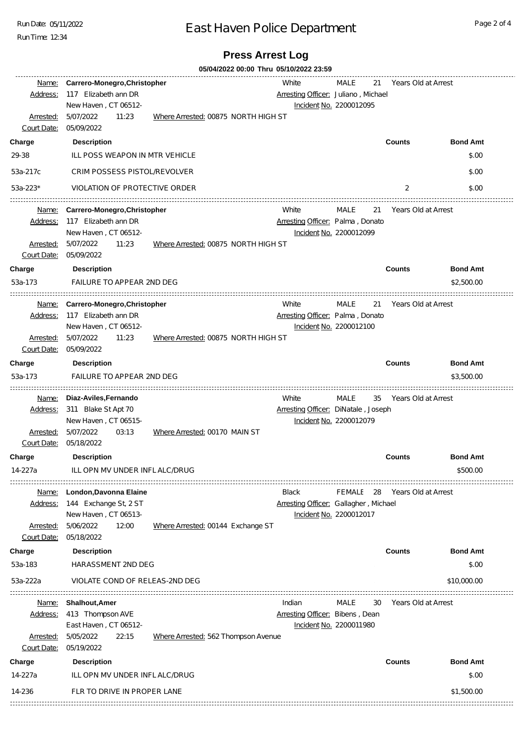# East Haven Police Department

Run Date: 05/11/2022
Run Time: 12:34

## Press Arrest Log

**05/04/2022 00:00 Thru 05/10/2022 23:59**

---

Name: **Carrero-Monegro,Christopher** — White — MALE — 21 Years Old at Arrest
Address: 117 Elizabeth ann DR, New Haven , CT 06512-
Arresting Officer: Juliano , Michael
Incident No. 2200012095
Arrested: 5/07/2022 11:23 — Where Arrested: 00875 NORTH HIGH ST
Court Date: 05/09/2022

| Charge | Description | Counts | Bond Amt |
|---|---|---|---|
| 29-38 | ILL POSS WEAPON IN MTR VEHICLE | | $.00 |
| 53a-217c | CRIM POSSESS PISTOL/REVOLVER | | $.00 |
| 53a-223* | VIOLATION OF PROTECTIVE ORDER | 2 | $.00 |

---

Name: **Carrero-Monegro,Christopher** — White — MALE — 21 Years Old at Arrest
Address: 117 Elizabeth ann DR, New Haven , CT 06512-
Arresting Officer: Palma , Donato
Incident No. 2200012099
Arrested: 5/07/2022 11:23 — Where Arrested: 00875 NORTH HIGH ST
Court Date: 05/09/2022

| Charge | Description | Counts | Bond Amt |
|---|---|---|---|
| 53a-173 | FAILURE TO APPEAR 2ND DEG | | $2,500.00 |

---

Name: **Carrero-Monegro,Christopher** — White — MALE — 21 Years Old at Arrest
Address: 117 Elizabeth ann DR, New Haven , CT 06512-
Arresting Officer: Palma , Donato
Incident No. 2200012100
Arrested: 5/07/2022 11:23 — Where Arrested: 00875 NORTH HIGH ST
Court Date: 05/09/2022

| Charge | Description | Counts | Bond Amt |
|---|---|---|---|
| 53a-173 | FAILURE TO APPEAR 2ND DEG | | $3,500.00 |

---

Name: **Diaz-Aviles,Fernando** — White — MALE — 35 Years Old at Arrest
Address: 311 Blake St Apt 70, New Haven , CT 06515-
Arresting Officer: DiNatale , Joseph
Incident No. 2200012079
Arrested: 5/07/2022 03:13 — Where Arrested: 00170 MAIN ST
Court Date: 05/18/2022

| Charge | Description | Counts | Bond Amt |
|---|---|---|---|
| 14-227a | ILL OPN MV UNDER INFL ALC/DRUG | | $500.00 |

---

Name: **London,Davonna Elaine** — Black — FEMALE — 28 Years Old at Arrest
Address: 144 Exchange St, 2 ST, New Haven , CT 06513-
Arresting Officer: Gallagher , Michael
Incident No. 2200012017
Arrested: 5/06/2022 12:00 — Where Arrested: 00144 Exchange ST
Court Date: 05/18/2022

| Charge | Description | Counts | Bond Amt |
|---|---|---|---|
| 53a-183 | HARASSMENT 2ND DEG | | $.00 |
| 53a-222a | VIOLATE COND OF RELEAS-2ND DEG | | $10,000.00 |

---

Name: **Shalhout,Amer** — Indian — MALE — 30 Years Old at Arrest
Address: 413 Thompson AVE, East Haven , CT 06512-
Arresting Officer: Bibens , Dean
Incident No. 2200011980
Arrested: 5/05/2022 22:15 — Where Arrested: 562 Thompson Avenue
Court Date: 05/19/2022

| Charge | Description | Counts | Bond Amt |
|---|---|---|---|
| 14-227a | ILL OPN MV UNDER INFL ALC/DRUG | | $.00 |
| 14-236 | FLR TO DRIVE IN PROPER LANE | | $1,500.00 |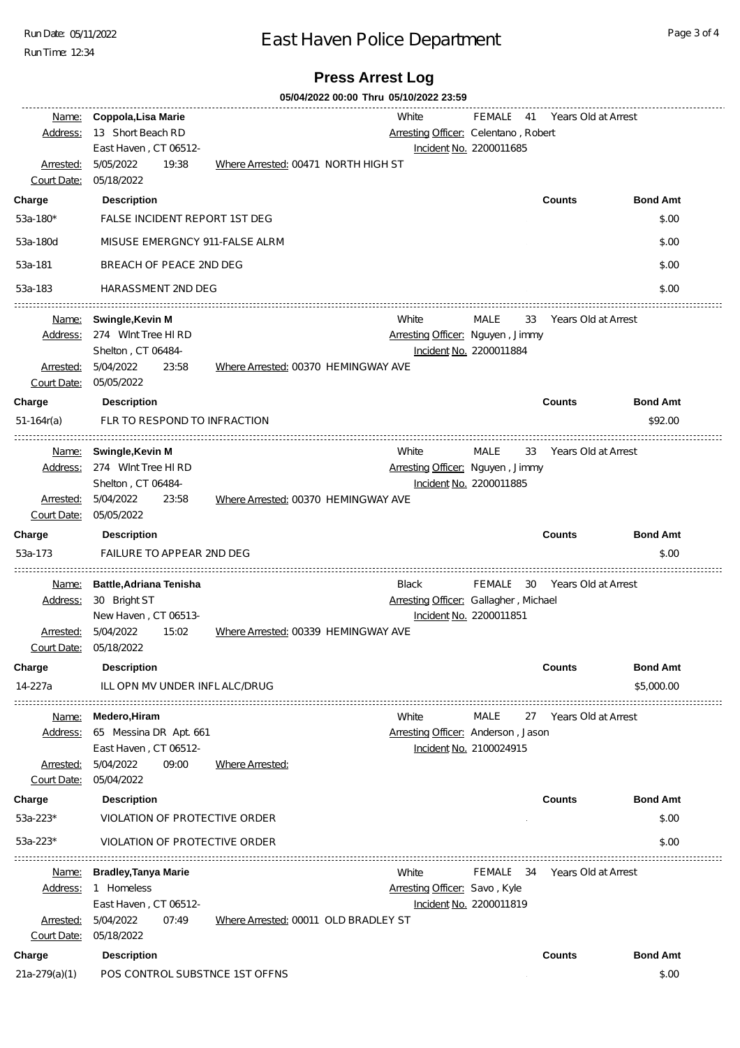# East Haven Police Department

## Press Arrest Log

**05/04/2022 00:00 Thru 05/10/2022 23:59**

---

**Name:** **Coppola,Lisa Marie** — White — FEMALE — 41 Years Old at Arrest
**Address:** 13 Short Beach RD, East Haven , CT 06512-
**Arresting Officer:** Celentano , Robert
**Incident No.** 2200011685
**Arrested:** 5/05/2022 19:38 — **Where Arrested:** 00471 NORTH HIGH ST
**Court Date:** 05/18/2022

| Charge | Description | Counts | Bond Amt |
|---|---|---|---|
| 53a-180* | FALSE INCIDENT REPORT 1ST DEG | | $.00 |
| 53a-180d | MISUSE EMERGNCY 911-FALSE ALRM | | $.00 |
| 53a-181 | BREACH OF PEACE 2ND DEG | | $.00 |
| 53a-183 | HARASSMENT 2ND DEG | | $.00 |

---

**Name:** **Swingle,Kevin M** — White — MALE — 33 Years Old at Arrest
**Address:** 274 Wlnt Tree Hl RD, Shelton , CT 06484-
**Arresting Officer:** Nguyen , Jimmy
**Incident No.** 2200011884
**Arrested:** 5/04/2022 23:58 — **Where Arrested:** 00370 HEMINGWAY AVE
**Court Date:** 05/05/2022

| Charge | Description | Counts | Bond Amt |
|---|---|---|---|
| 51-164r(a) | FLR TO RESPOND TO INFRACTION | | $92.00 |

---

**Name:** **Swingle,Kevin M** — White — MALE — 33 Years Old at Arrest
**Address:** 274 Wlnt Tree Hl RD, Shelton , CT 06484-
**Arresting Officer:** Nguyen , Jimmy
**Incident No.** 2200011885
**Arrested:** 5/04/2022 23:58 — **Where Arrested:** 00370 HEMINGWAY AVE
**Court Date:** 05/05/2022

| Charge | Description | Counts | Bond Amt |
|---|---|---|---|
| 53a-173 | FAILURE TO APPEAR 2ND DEG | | $.00 |

---

**Name:** **Battle,Adriana Tenisha** — Black — FEMALE — 30 Years Old at Arrest
**Address:** 30 Bright ST, New Haven , CT 06513-
**Arresting Officer:** Gallagher , Michael
**Incident No.** 2200011851
**Arrested:** 5/04/2022 15:02 — **Where Arrested:** 00339 HEMINGWAY AVE
**Court Date:** 05/18/2022

| Charge | Description | Counts | Bond Amt |
|---|---|---|---|
| 14-227a | ILL OPN MV UNDER INFL ALC/DRUG | | $5,000.00 |

---

**Name:** **Medero,Hiram** — White — MALE — 27 Years Old at Arrest
**Address:** 65 Messina DR Apt. 661, East Haven , CT 06512-
**Arresting Officer:** Anderson , Jason
**Incident No.** 2100024915
**Arrested:** 5/04/2022 09:00 — **Where Arrested:**
**Court Date:** 05/04/2022

| Charge | Description | Counts | Bond Amt |
|---|---|---|---|
| 53a-223* | VIOLATION OF PROTECTIVE ORDER | | $.00 |
| 53a-223* | VIOLATION OF PROTECTIVE ORDER | | $.00 |

---

**Name:** **Bradley,Tanya Marie** — White — FEMALE — 34 Years Old at Arrest
**Address:** 1 Homeless, East Haven , CT 06512-
**Arresting Officer:** Savo , Kyle
**Incident No.** 2200011819
**Arrested:** 5/04/2022 07:49 — **Where Arrested:** 00011 OLD BRADLEY ST
**Court Date:** 05/18/2022

| Charge | Description | Counts | Bond Amt |
|---|---|---|---|
| 21a-279(a)(1) | POS CONTROL SUBSTNCE 1ST OFFNS | | $.00 |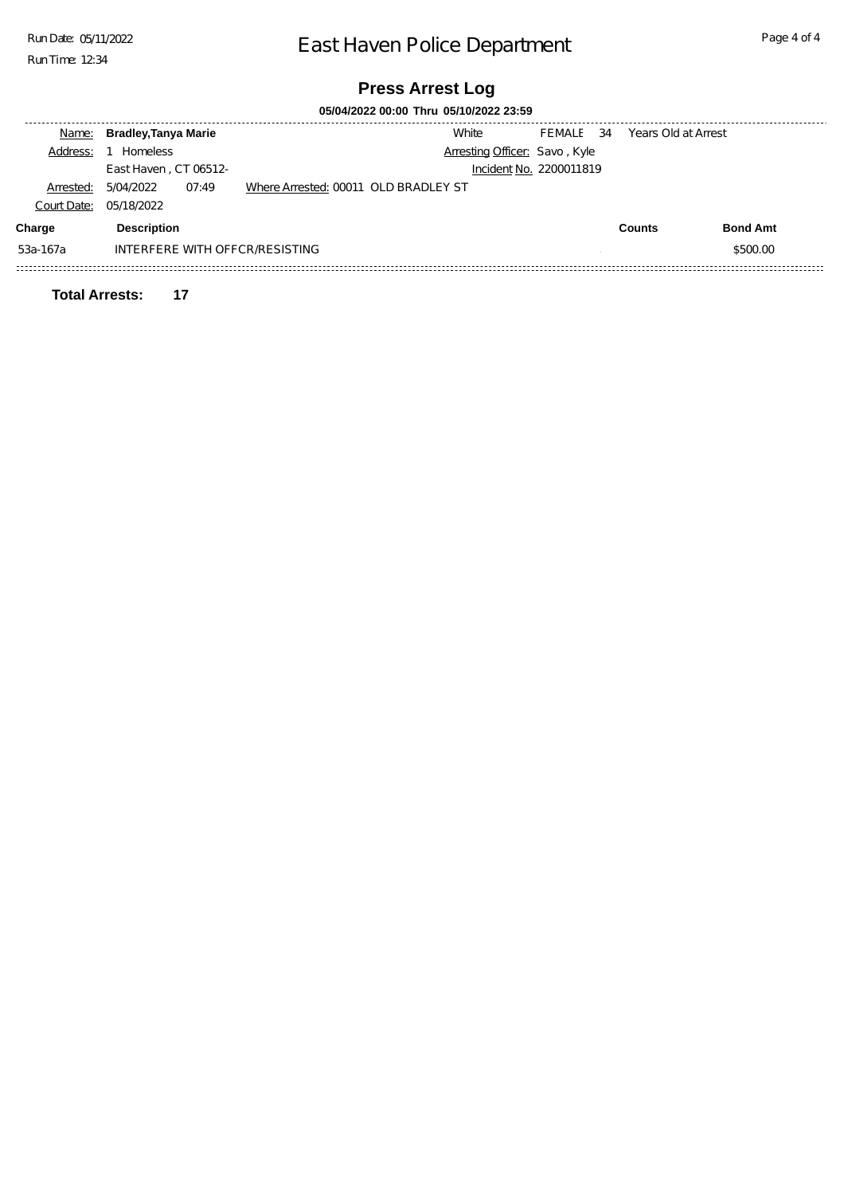# East Haven Police Department

## Press Arrest Log

**05/04/2022 00:00 Thru 05/10/2022 23:59**

Run Date: 05/11/2022
Run Time: 12:34

| | | | |
|---|---|---|---|
| Name: | **Bradley,Tanya Marie** | White FEMALE 34 | Years Old at Arrest |
| Address: | 1 Homeless | Arresting Officer: Savo , Kyle | |
| | East Haven , CT 06512- | Incident No. 2200011819 | |
| Arrested: | 5/04/2022 07:49 | Where Arrested: 00011 OLD BRADLEY ST | |
| Court Date: | 05/18/2022 | | |

| Charge | Description | Counts | Bond Amt |
|---|---|---|---|
| 53a-167a | INTERFERE WITH OFFCR/RESISTING | | $500.00 |

**Total Arrests: 17**